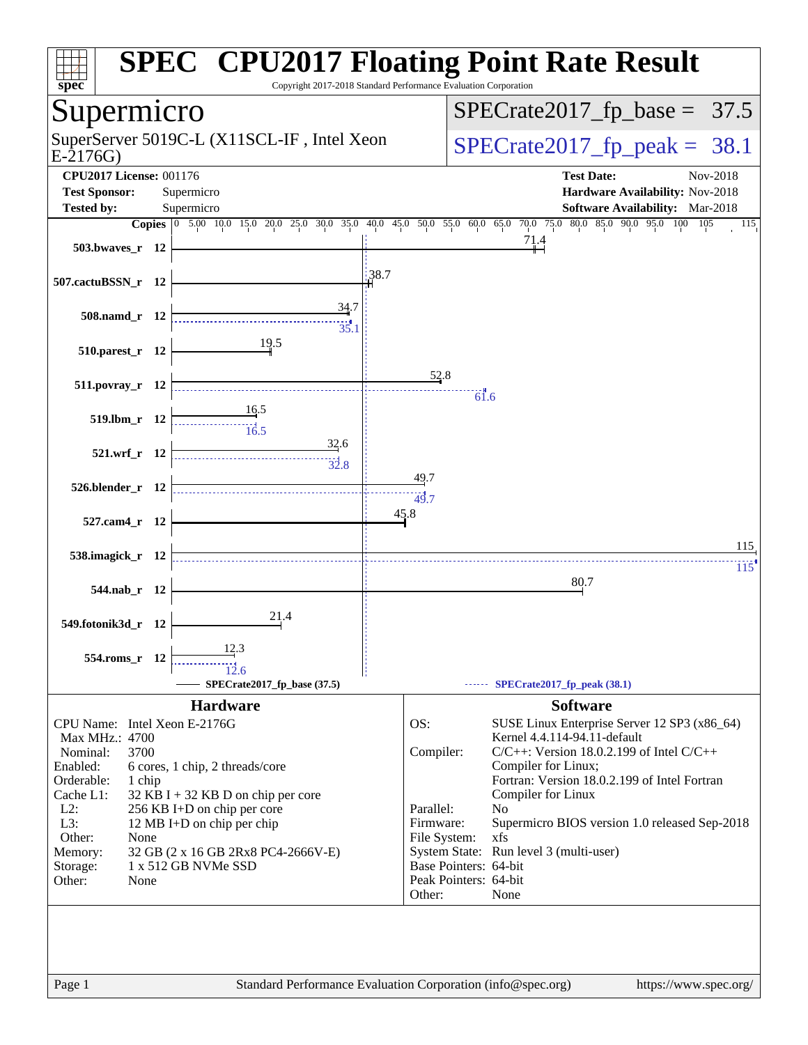# SPEC CPU2017 Floating Point Rate Result

Copyright 2017-2018 Standard Performance Evaluation Corporation

## Supermicro

SuperServer 5019C-L (X11SCL-IF , Intel Xeon E-2176G)

SPECrate2017_fp_base = 37.5

SPECrate2017_fp_peak = 38.1

| | | | |
|---|---|---|---|
| **CPU2017 License:** | 001176 | **Test Date:** | Nov-2018 |
| **Test Sponsor:** | Supermicro | **Hardware Availability:** | Nov-2018 |
| **Tested by:** | Supermicro | **Software Availability:** | Mar-2018 |

| Benchmark | Copies | Base | Peak |
|---|---|---|---|
| 503.bwaves_r | 12 | 71.4 | |
| 507.cactuBSSN_r | 12 | 38.7 | |
| 508.namd_r | 12 | 34.7 | 35.1 |
| 510.parest_r | 12 | 19.5 | |
| 511.povray_r | 12 | 52.8 | 61.6 |
| 519.lbm_r | 12 | 16.5 | 16.5 |
| 521.wrf_r | 12 | 32.6 | 32.8 |
| 526.blender_r | 12 | 49.7 | 49.7 |
| 527.cam4_r | 12 | 45.8 | |
| 538.imagick_r | 12 | 115 | 115 |
| 544.nab_r | 12 | 80.7 | |
| 549.fotonik3d_r | 12 | 21.4 | |
| 554.roms_r | 12 | 12.3 | 12.6 |

SPECrate2017_fp_base (37.5) — SPECrate2017_fp_peak (38.1)

### Hardware

| | |
|---|---|
| CPU Name: | Intel Xeon E-2176G |
| Max MHz.: | 4700 |
| Nominal: | 3700 |
| Enabled: | 6 cores, 1 chip, 2 threads/core |
| Orderable: | 1 chip |
| Cache L1: | 32 KB I + 32 KB D on chip per core |
| L2: | 256 KB I+D on chip per core |
| L3: | 12 MB I+D on chip per chip |
| Other: | None |
| Memory: | 32 GB (2 x 16 GB 2Rx8 PC4-2666V-E) |
| Storage: | 1 x 512 GB NVMe SSD |
| Other: | None |

### Software

| | |
|---|---|
| OS: | SUSE Linux Enterprise Server 12 SP3 (x86_64) Kernel 4.4.114-94.11-default |
| Compiler: | C/C++: Version 18.0.2.199 of Intel C/C++ Compiler for Linux; Fortran: Version 18.0.2.199 of Intel Fortran Compiler for Linux |
| Parallel: | No |
| Firmware: | Supermicro BIOS version 1.0 released Sep-2018 |
| File System: | xfs |
| System State: | Run level 3 (multi-user) |
| Base Pointers: | 64-bit |
| Peak Pointers: | 64-bit |
| Other: | None |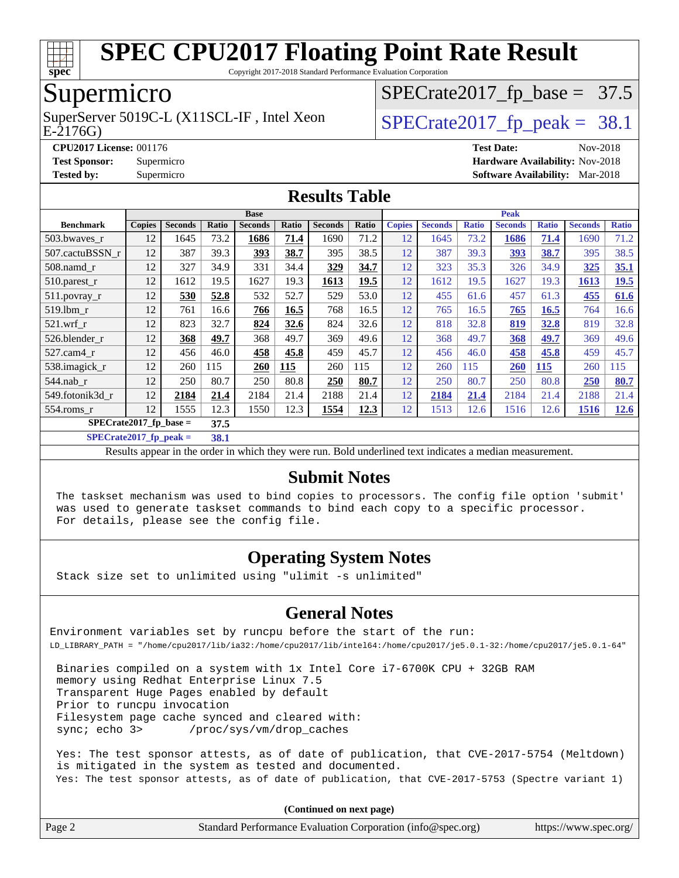# SPEC CPU2017 Floating Point Rate Result

Copyright 2017-2018 Standard Performance Evaluation Corporation

## Supermicro

SuperServer 5019C-L (X11SCL-IF , Intel Xeon E-2176G)

SPECrate2017_fp_base = 37.5

SPECrate2017_fp_peak = 38.1

**CPU2017 License:** 001176
**Test Sponsor:** Supermicro
**Tested by:** Supermicro

**Test Date:** Nov-2018
**Hardware Availability:** Nov-2018
**Software Availability:** Mar-2018

## Results Table

| Benchmark | Base | | | | | | | Peak | | | | | | |
|---|---|---|---|---|---|---|---|---|---|---|---|---|---|---|
| | Copies | Seconds | Ratio | Seconds | Ratio | Seconds | Ratio | Copies | Seconds | Ratio | Seconds | Ratio | Seconds | Ratio |
| 503.bwaves_r | 12 | 1645 | 73.2 | **1686** | **71.4** | 1690 | 71.2 | 12 | 1645 | 73.2 | **1686** | **71.4** | 1690 | 71.2 |
| 507.cactuBSSN_r | 12 | 387 | 39.3 | **393** | **38.7** | 395 | 38.5 | 12 | 387 | 39.3 | **393** | **38.7** | 395 | 38.5 |
| 508.namd_r | 12 | 327 | 34.9 | 331 | 34.4 | **329** | **34.7** | 12 | 323 | 35.3 | 326 | 34.9 | **325** | **35.1** |
| 510.parest_r | 12 | 1612 | 19.5 | 1627 | 19.3 | **1613** | **19.5** | 12 | 1612 | 19.5 | 1627 | 19.3 | **1613** | **19.5** |
| 511.povray_r | 12 | **530** | **52.8** | 532 | 52.7 | 529 | 53.0 | 12 | 455 | 61.6 | 457 | 61.3 | **455** | **61.6** |
| 519.lbm_r | 12 | 761 | 16.6 | **766** | **16.5** | 768 | 16.5 | 12 | 765 | 16.5 | **765** | **16.5** | 764 | 16.6 |
| 521.wrf_r | 12 | 823 | 32.7 | **824** | **32.6** | 824 | 32.6 | 12 | 818 | 32.8 | **819** | **32.8** | 819 | 32.8 |
| 526.blender_r | 12 | **368** | **49.7** | 368 | 49.7 | 369 | 49.6 | 12 | 368 | 49.7 | **368** | **49.7** | 369 | 49.6 |
| 527.cam4_r | 12 | 456 | 46.0 | **458** | **45.8** | 459 | 45.7 | 12 | 456 | 46.0 | **458** | **45.8** | 459 | 45.7 |
| 538.imagick_r | 12 | 260 | 115 | **260** | **115** | 260 | 115 | 12 | 260 | 115 | **260** | **115** | 260 | 115 |
| 544.nab_r | 12 | 250 | 80.7 | 250 | 80.8 | **250** | **80.7** | 12 | 250 | 80.7 | 250 | 80.8 | **250** | **80.7** |
| 549.fotonik3d_r | 12 | **2184** | **21.4** | 2184 | 21.4 | 2188 | 21.4 | 12 | **2184** | **21.4** | 2184 | 21.4 | 2188 | 21.4 |
| 554.roms_r | 12 | 1555 | 12.3 | 1550 | 12.3 | **1554** | **12.3** | 12 | 1513 | 12.6 | 1516 | 12.6 | **1516** | **12.6** |

SPECrate2017_fp_base = **37.5**

SPECrate2017_fp_peak = **38.1**

Results appear in the order in which they were run. Bold underlined text indicates a median measurement.

## Submit Notes

```
The taskset mechanism was used to bind copies to processors. The config file option 'submit'
was used to generate taskset commands to bind each copy to a specific processor.
For details, please see the config file.
```

## Operating System Notes

```
Stack size set to unlimited using "ulimit -s unlimited"
```

## General Notes

```
Environment variables set by runcpu before the start of the run:
LD_LIBRARY_PATH = "/home/cpu2017/lib/ia32:/home/cpu2017/lib/intel64:/home/cpu2017/je5.0.1-32:/home/cpu2017/je5.0.1-64"

 Binaries compiled on a system with 1x Intel Core i7-6700K CPU + 32GB RAM
 memory using Redhat Enterprise Linux 7.5
 Transparent Huge Pages enabled by default
 Prior to runcpu invocation
 Filesystem page cache synced and cleared with:
 sync; echo 3>       /proc/sys/vm/drop_caches

 Yes: The test sponsor attests, as of date of publication, that CVE-2017-5754 (Meltdown)
 is mitigated in the system as tested and documented.
 Yes: The test sponsor attests, as of date of publication, that CVE-2017-5753 (Spectre variant 1)
```

(Continued on next page)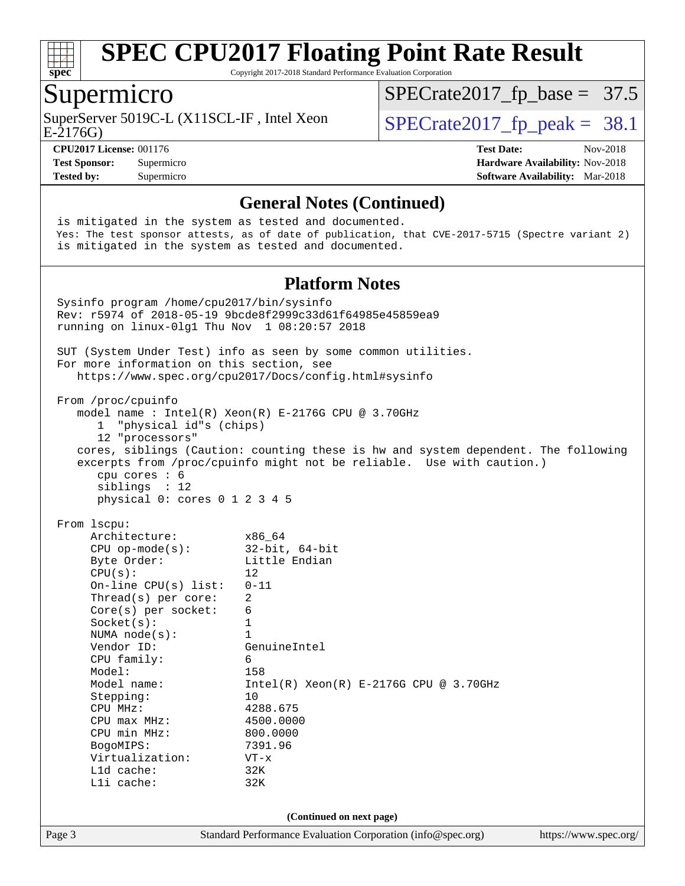# SPEC CPU2017 Floating Point Rate Result

Copyright 2017-2018 Standard Performance Evaluation Corporation

## Supermicro

SuperServer 5019C-L (X11SCL-IF , Intel Xeon E-2176G)

SPECrate2017_fp_base = 37.5

SPECrate2017_fp_peak = 38.1

**CPU2017 License:** 001176
**Test Sponsor:** Supermicro
**Tested by:** Supermicro

**Test Date:** Nov-2018
**Hardware Availability:** Nov-2018
**Software Availability:** Mar-2018

## General Notes (Continued)

```
is mitigated in the system as tested and documented.
Yes: The test sponsor attests, as of date of publication, that CVE-2017-5715 (Spectre variant 2)
is mitigated in the system as tested and documented.
```

## Platform Notes

```
Sysinfo program /home/cpu2017/bin/sysinfo
Rev: r5974 of 2018-05-19 9bcde8f2999c33d61f64985e45859ea9
running on linux-0lg1 Thu Nov  1 08:20:57 2018

SUT (System Under Test) info as seen by some common utilities.
For more information on this section, see
   https://www.spec.org/cpu2017/Docs/config.html#sysinfo

From /proc/cpuinfo
   model name : Intel(R) Xeon(R) E-2176G CPU @ 3.70GHz
      1  "physical id"s (chips)
      12 "processors"
   cores, siblings (Caution: counting these is hw and system dependent. The following
   excerpts from /proc/cpuinfo might not be reliable.  Use with caution.)
      cpu cores : 6
      siblings  : 12
      physical 0: cores 0 1 2 3 4 5

From lscpu:
     Architecture:          x86_64
     CPU op-mode(s):        32-bit, 64-bit
     Byte Order:            Little Endian
     CPU(s):                12
     On-line CPU(s) list:   0-11
     Thread(s) per core:    2
     Core(s) per socket:    6
     Socket(s):             1
     NUMA node(s):          1
     Vendor ID:             GenuineIntel
     CPU family:            6
     Model:                 158
     Model name:            Intel(R) Xeon(R) E-2176G CPU @ 3.70GHz
     Stepping:              10
     CPU MHz:               4288.675
     CPU max MHz:           4500.0000
     CPU min MHz:           800.0000
     BogoMIPS:              7391.96
     Virtualization:        VT-x
     L1d cache:             32K
     L1i cache:             32K
```

(Continued on next page)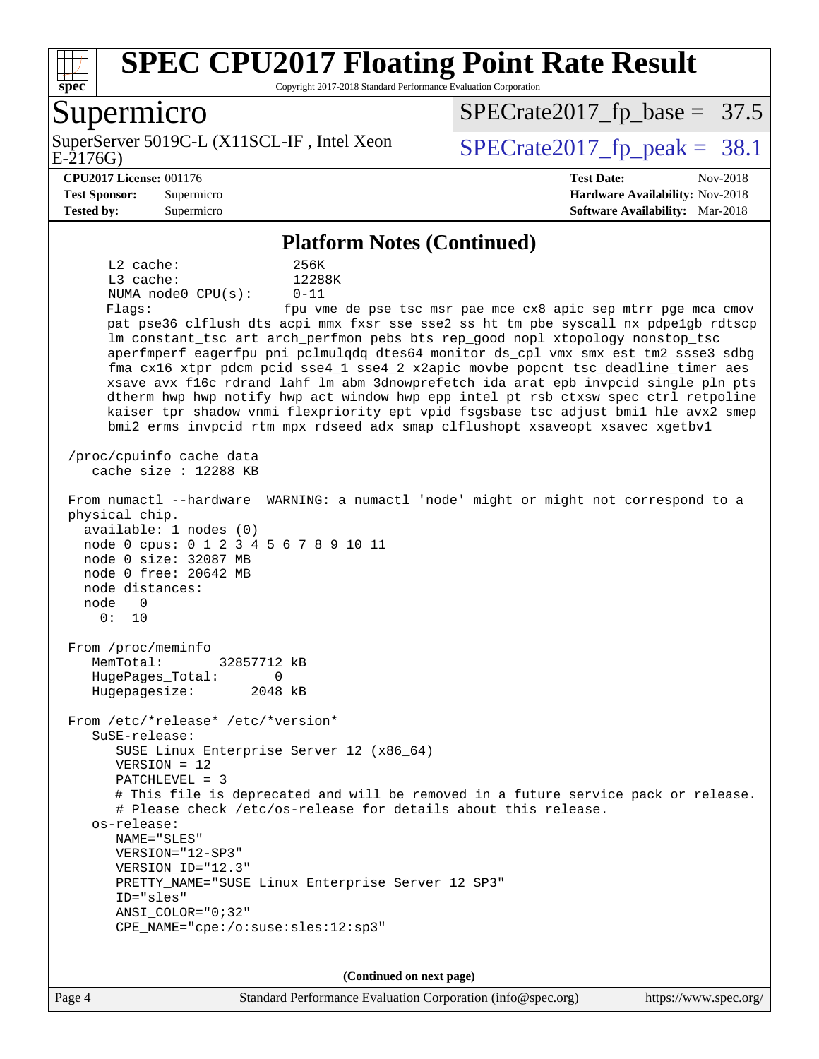## Platform Notes (Continued)

```
     L2 cache:              256K
     L3 cache:              12288K
     NUMA node0 CPU(s):     0-11
     Flags:                 fpu vme de pse tsc msr pae mce cx8 apic sep mtrr pge mca cmov
     pat pse36 clflush dts acpi mmx fxsr sse sse2 ss ht tm pbe syscall nx pdpe1gb rdtscp
     lm constant_tsc art arch_perfmon pebs bts rep_good nopl xtopology nonstop_tsc
     aperfmperf eagerfpu pni pclmulqdq dtes64 monitor ds_cpl vmx smx est tm2 ssse3 sdbg
     fma cx16 xtpr pdcm pcid sse4_1 sse4_2 x2apic movbe popcnt tsc_deadline_timer aes
     xsave avx f16c rdrand lahf_lm abm 3dnowprefetch ida arat epb invpcid_single pln pts
     dtherm hwp hwp_notify hwp_act_window hwp_epp intel_pt rsb_ctxsw spec_ctrl retpoline
     kaiser tpr_shadow vnmi flexpriority ept vpid fsgsbase tsc_adjust bmi1 hle avx2 smep
     bmi2 erms invpcid rtm mpx rdseed adx smap clflushopt xsaveopt xsavec xgetbv1

 /proc/cpuinfo cache data
    cache size : 12288 KB

 From numactl --hardware  WARNING: a numactl 'node' might or might not correspond to a
 physical chip.
   available: 1 nodes (0)
   node 0 cpus: 0 1 2 3 4 5 6 7 8 9 10 11
   node 0 size: 32087 MB
   node 0 free: 20642 MB
   node distances:
   node   0
     0:  10

 From /proc/meminfo
    MemTotal:       32857712 kB
    HugePages_Total:       0
    Hugepagesize:       2048 kB

 From /etc/*release* /etc/*version*
    SuSE-release:
       SUSE Linux Enterprise Server 12 (x86_64)
       VERSION = 12
       PATCHLEVEL = 3
       # This file is deprecated and will be removed in a future service pack or release.
       # Please check /etc/os-release for details about this release.
    os-release:
       NAME="SLES"
       VERSION="12-SP3"
       VERSION_ID="12.3"
       PRETTY_NAME="SUSE Linux Enterprise Server 12 SP3"
       ID="sles"
       ANSI_COLOR="0;32"
       CPE_NAME="cpe:/o:suse:sles:12:sp3"
```

**(Continued on next page)**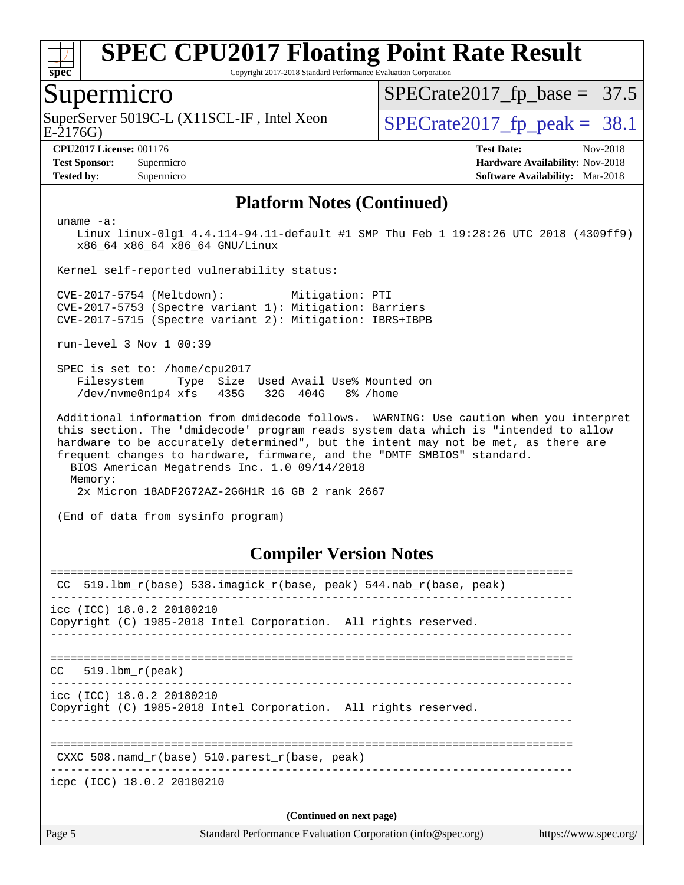# SPEC CPU2017 Floating Point Rate Result

Copyright 2017-2018 Standard Performance Evaluation Corporation

## Supermicro

SuperServer 5019C-L (X11SCL-IF , Intel Xeon E-2176G)

SPECrate2017_fp_base = 37.5

SPECrate2017_fp_peak = 38.1

| | | | |
|---|---|---|---|
| **CPU2017 License:** | 001176 | **Test Date:** | Nov-2018 |
| **Test Sponsor:** | Supermicro | **Hardware Availability:** | Nov-2018 |
| **Tested by:** | Supermicro | **Software Availability:** | Mar-2018 |

## Platform Notes (Continued)

```
uname -a:
   Linux linux-0lg1 4.4.114-94.11-default #1 SMP Thu Feb 1 19:28:26 UTC 2018 (4309ff9)
   x86_64 x86_64 x86_64 GNU/Linux

Kernel self-reported vulnerability status:

CVE-2017-5754 (Meltdown):          Mitigation: PTI
CVE-2017-5753 (Spectre variant 1): Mitigation: Barriers
CVE-2017-5715 (Spectre variant 2): Mitigation: IBRS+IBPB

run-level 3 Nov 1 00:39

SPEC is set to: /home/cpu2017
   Filesystem     Type  Size  Used Avail Use% Mounted on
   /dev/nvme0n1p4 xfs   435G   32G  404G   8% /home

Additional information from dmidecode follows.  WARNING: Use caution when you interpret
this section. The 'dmidecode' program reads system data which is "intended to allow
hardware to be accurately determined", but the intent may not be met, as there are
frequent changes to hardware, firmware, and the "DMTF SMBIOS" standard.
  BIOS American Megatrends Inc. 1.0 09/14/2018
  Memory:
   2x Micron 18ADF2G72AZ-2G6H1R 16 GB 2 rank 2667

(End of data from sysinfo program)
```

## Compiler Version Notes

```
==============================================================================
 CC  519.lbm_r(base) 538.imagick_r(base, peak) 544.nab_r(base, peak)
------------------------------------------------------------------------------
icc (ICC) 18.0.2 20180210
Copyright (C) 1985-2018 Intel Corporation.  All rights reserved.
------------------------------------------------------------------------------

==============================================================================
CC  519.lbm_r(peak)
------------------------------------------------------------------------------
icc (ICC) 18.0.2 20180210
Copyright (C) 1985-2018 Intel Corporation.  All rights reserved.
------------------------------------------------------------------------------

==============================================================================
 CXXC 508.namd_r(base) 510.parest_r(base, peak)
------------------------------------------------------------------------------
icpc (ICC) 18.0.2 20180210
```

(Continued on next page)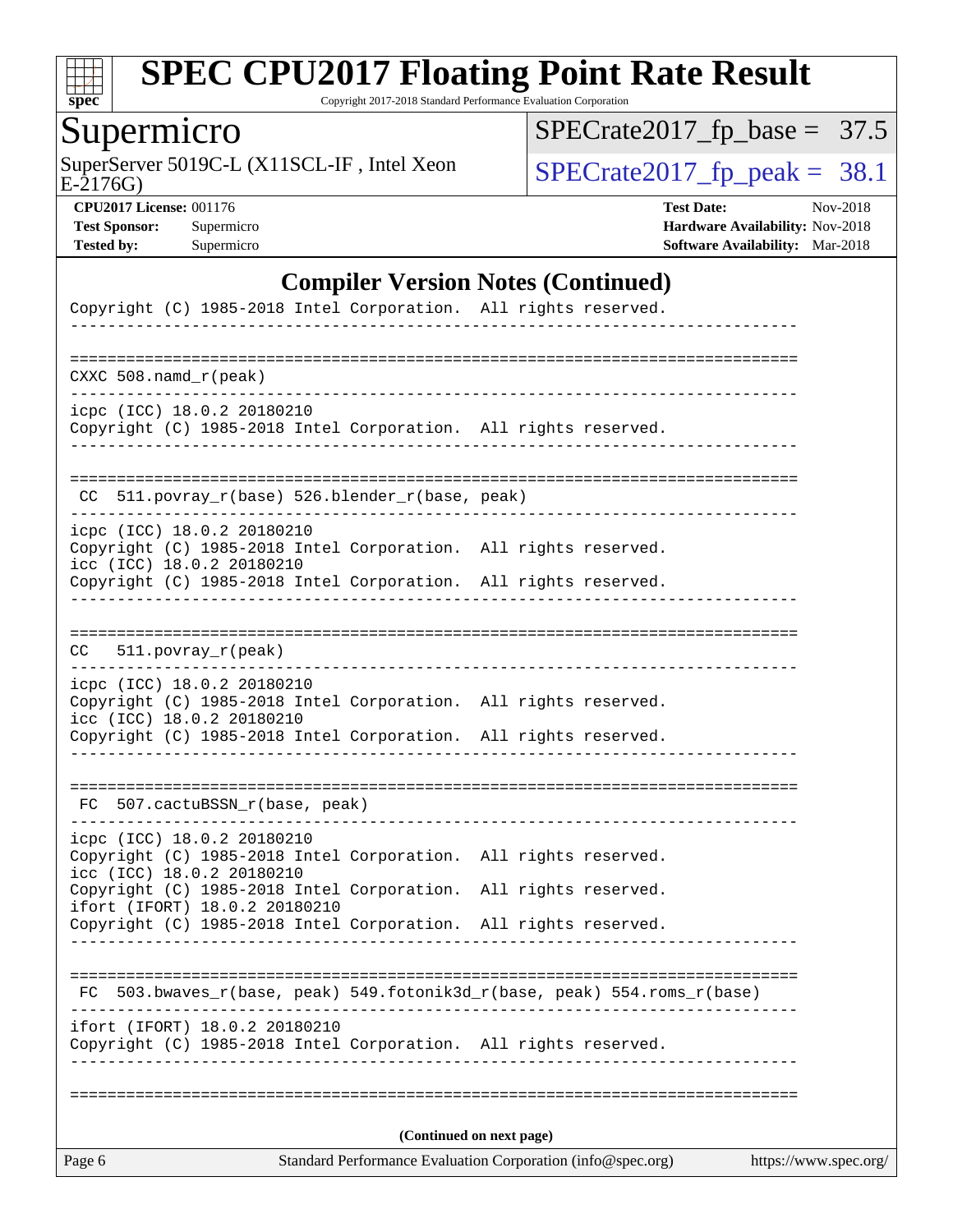# SPEC CPU2017 Floating Point Rate Result

Copyright 2017-2018 Standard Performance Evaluation Corporation

## Supermicro

SuperServer 5019C-L (X11SCL-IF , Intel Xeon E-2176G)

SPECrate2017_fp_base = 37.5

SPECrate2017_fp_peak = 38.1

**CPU2017 License:** 001176
**Test Sponsor:** Supermicro
**Tested by:** Supermicro

**Test Date:** Nov-2018
**Hardware Availability:** Nov-2018
**Software Availability:** Mar-2018

### Compiler Version Notes (Continued)

```
Copyright (C) 1985-2018 Intel Corporation.  All rights reserved.
------------------------------------------------------------------------------

==============================================================================
CXXC 508.namd_r(peak)
------------------------------------------------------------------------------
icpc (ICC) 18.0.2 20180210
Copyright (C) 1985-2018 Intel Corporation.  All rights reserved.
------------------------------------------------------------------------------

==============================================================================
 CC  511.povray_r(base) 526.blender_r(base, peak)
------------------------------------------------------------------------------
icpc (ICC) 18.0.2 20180210
Copyright (C) 1985-2018 Intel Corporation.  All rights reserved.
icc (ICC) 18.0.2 20180210
Copyright (C) 1985-2018 Intel Corporation.  All rights reserved.
------------------------------------------------------------------------------

==============================================================================
CC   511.povray_r(peak)
------------------------------------------------------------------------------
icpc (ICC) 18.0.2 20180210
Copyright (C) 1985-2018 Intel Corporation.  All rights reserved.
icc (ICC) 18.0.2 20180210
Copyright (C) 1985-2018 Intel Corporation.  All rights reserved.
------------------------------------------------------------------------------

==============================================================================
 FC  507.cactuBSSN_r(base, peak)
------------------------------------------------------------------------------
icpc (ICC) 18.0.2 20180210
Copyright (C) 1985-2018 Intel Corporation.  All rights reserved.
icc (ICC) 18.0.2 20180210
Copyright (C) 1985-2018 Intel Corporation.  All rights reserved.
ifort (IFORT) 18.0.2 20180210
Copyright (C) 1985-2018 Intel Corporation.  All rights reserved.
------------------------------------------------------------------------------

==============================================================================
 FC  503.bwaves_r(base, peak) 549.fotonik3d_r(base, peak) 554.roms_r(base)
------------------------------------------------------------------------------
ifort (IFORT) 18.0.2 20180210
Copyright (C) 1985-2018 Intel Corporation.  All rights reserved.
------------------------------------------------------------------------------

==============================================================================
```

**(Continued on next page)**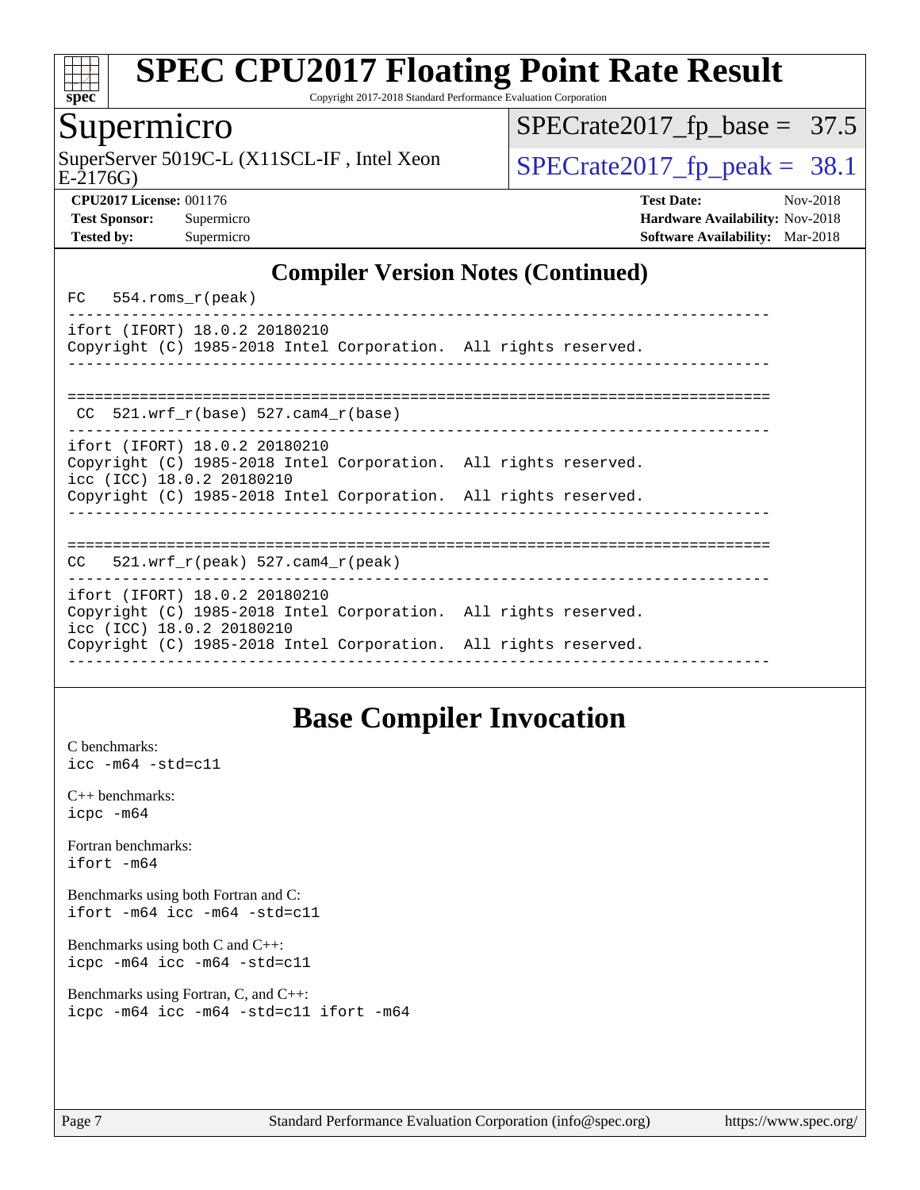## Compiler Version Notes (Continued)

```
FC  554.roms_r(peak)
------------------------------------------------------------------------------
ifort (IFORT) 18.0.2 20180210
Copyright (C) 1985-2018 Intel Corporation.  All rights reserved.
------------------------------------------------------------------------------


==============================================================================
 CC  521.wrf_r(base) 527.cam4_r(base)
------------------------------------------------------------------------------
ifort (IFORT) 18.0.2 20180210
Copyright (C) 1985-2018 Intel Corporation.  All rights reserved.
icc (ICC) 18.0.2 20180210
Copyright (C) 1985-2018 Intel Corporation.  All rights reserved.
------------------------------------------------------------------------------


==============================================================================
CC  521.wrf_r(peak) 527.cam4_r(peak)
------------------------------------------------------------------------------
ifort (IFORT) 18.0.2 20180210
Copyright (C) 1985-2018 Intel Corporation.  All rights reserved.
icc (ICC) 18.0.2 20180210
Copyright (C) 1985-2018 Intel Corporation.  All rights reserved.
------------------------------------------------------------------------------
```

## Base Compiler Invocation

C benchmarks:
`icc -m64 -std=c11`

C++ benchmarks:
`icpc -m64`

Fortran benchmarks:
`ifort -m64`

Benchmarks using both Fortran and C:
`ifort -m64 icc -m64 -std=c11`

Benchmarks using both C and C++:
`icpc -m64 icc -m64 -std=c11`

Benchmarks using Fortran, C, and C++:
`icpc -m64 icc -m64 -std=c11 ifort -m64`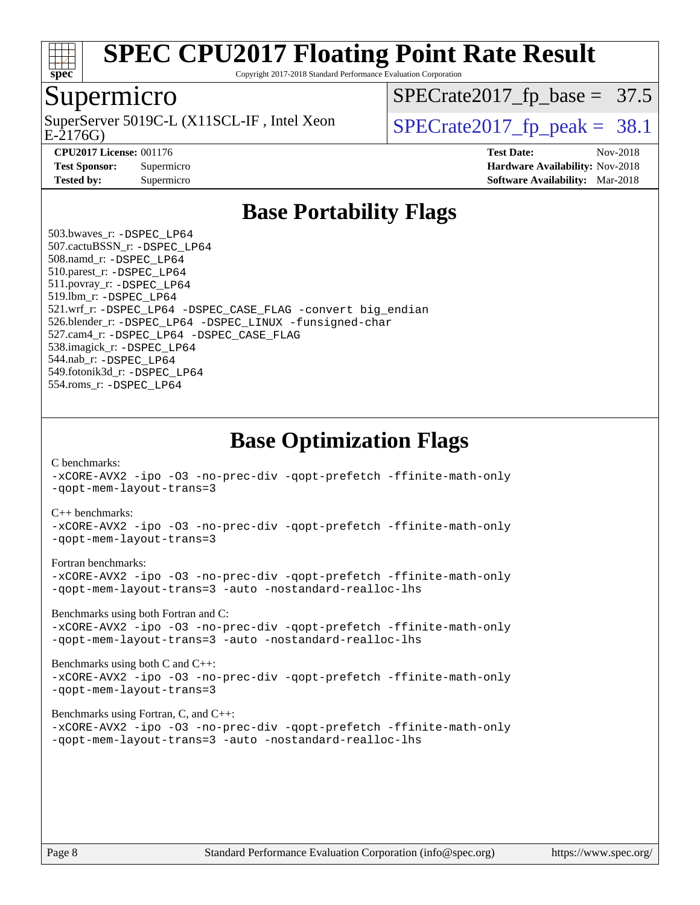# SPEC CPU2017 Floating Point Rate Result

Copyright 2017-2018 Standard Performance Evaluation Corporation

## Supermicro

SuperServer 5019C-L (X11SCL-IF , Intel Xeon E-2176G)

SPECrate2017_fp_base = 37.5

SPECrate2017_fp_peak = 38.1

**CPU2017 License:** 001176
**Test Sponsor:** Supermicro
**Tested by:** Supermicro

**Test Date:** Nov-2018
**Hardware Availability:** Nov-2018
**Software Availability:** Mar-2018

## Base Portability Flags

503.bwaves_r: -DSPEC_LP64
507.cactuBSSN_r: -DSPEC_LP64
508.namd_r: -DSPEC_LP64
510.parest_r: -DSPEC_LP64
511.povray_r: -DSPEC_LP64
519.lbm_r: -DSPEC_LP64
521.wrf_r: -DSPEC_LP64 -DSPEC_CASE_FLAG -convert big_endian
526.blender_r: -DSPEC_LP64 -DSPEC_LINUX -funsigned-char
527.cam4_r: -DSPEC_LP64 -DSPEC_CASE_FLAG
538.imagick_r: -DSPEC_LP64
544.nab_r: -DSPEC_LP64
549.fotonik3d_r: -DSPEC_LP64
554.roms_r: -DSPEC_LP64

## Base Optimization Flags

C benchmarks:
-xCORE-AVX2 -ipo -O3 -no-prec-div -qopt-prefetch -ffinite-math-only
-qopt-mem-layout-trans=3

C++ benchmarks:
-xCORE-AVX2 -ipo -O3 -no-prec-div -qopt-prefetch -ffinite-math-only
-qopt-mem-layout-trans=3

Fortran benchmarks:
-xCORE-AVX2 -ipo -O3 -no-prec-div -qopt-prefetch -ffinite-math-only
-qopt-mem-layout-trans=3 -auto -nostandard-realloc-lhs

Benchmarks using both Fortran and C:
-xCORE-AVX2 -ipo -O3 -no-prec-div -qopt-prefetch -ffinite-math-only
-qopt-mem-layout-trans=3 -auto -nostandard-realloc-lhs

Benchmarks using both C and C++:
-xCORE-AVX2 -ipo -O3 -no-prec-div -qopt-prefetch -ffinite-math-only
-qopt-mem-layout-trans=3

Benchmarks using Fortran, C, and C++:
-xCORE-AVX2 -ipo -O3 -no-prec-div -qopt-prefetch -ffinite-math-only
-qopt-mem-layout-trans=3 -auto -nostandard-realloc-lhs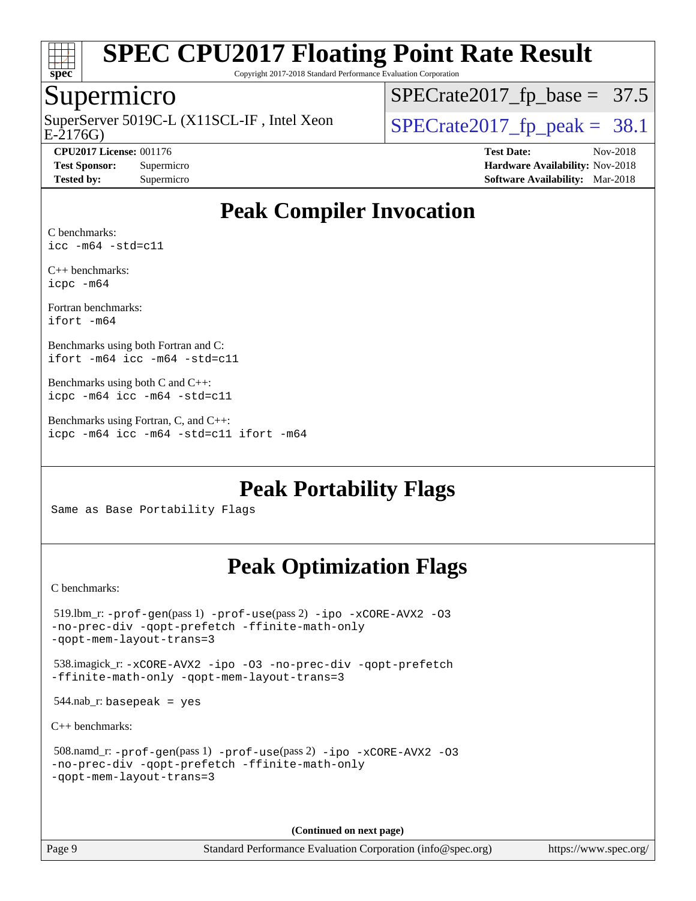# SPEC CPU2017 Floating Point Rate Result

Copyright 2017-2018 Standard Performance Evaluation Corporation

## Supermicro

SuperServer 5019C-L (X11SCL-IF , Intel Xeon E-2176G)

SPECrate2017_fp_base = 37.5

SPECrate2017_fp_peak = 38.1

**CPU2017 License:** 001176
**Test Sponsor:** Supermicro
**Tested by:** Supermicro

**Test Date:** Nov-2018
**Hardware Availability:** Nov-2018
**Software Availability:** Mar-2018

## Peak Compiler Invocation

C benchmarks:
`icc -m64 -std=c11`

C++ benchmarks:
`icpc -m64`

Fortran benchmarks:
`ifort -m64`

Benchmarks using both Fortran and C:
`ifort -m64 icc -m64 -std=c11`

Benchmarks using both C and C++:
`icpc -m64 icc -m64 -std=c11`

Benchmarks using Fortran, C, and C++:
`icpc -m64 icc -m64 -std=c11 ifort -m64`

## Peak Portability Flags

Same as Base Portability Flags

## Peak Optimization Flags

C benchmarks:

519.lbm_r: `-prof-gen`(pass 1) `-prof-use`(pass 2) `-ipo -xCORE-AVX2 -O3 -no-prec-div -qopt-prefetch -ffinite-math-only -qopt-mem-layout-trans=3`

538.imagick_r: `-xCORE-AVX2 -ipo -O3 -no-prec-div -qopt-prefetch -ffinite-math-only -qopt-mem-layout-trans=3`

544.nab_r: `basepeak = yes`

C++ benchmarks:

508.namd_r: `-prof-gen`(pass 1) `-prof-use`(pass 2) `-ipo -xCORE-AVX2 -O3 -no-prec-div -qopt-prefetch -ffinite-math-only -qopt-mem-layout-trans=3`

**(Continued on next page)**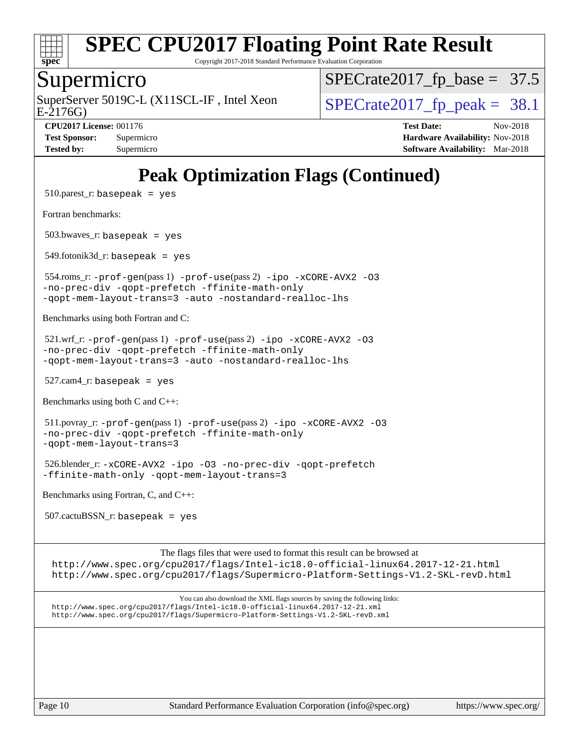# SPEC CPU2017 Floating Point Rate Result

Copyright 2017-2018 Standard Performance Evaluation Corporation

## Supermicro

SuperServer 5019C-L (X11SCL-IF , Intel Xeon E-2176G)

SPECrate2017_fp_base = 37.5

SPECrate2017_fp_peak = 38.1

**CPU2017 License:** 001176
**Test Sponsor:** Supermicro
**Tested by:** Supermicro

**Test Date:** Nov-2018
**Hardware Availability:** Nov-2018
**Software Availability:** Mar-2018

## Peak Optimization Flags (Continued)

510.parest_r: `basepeak = yes`

Fortran benchmarks:

503.bwaves_r: `basepeak = yes`

549.fotonik3d_r: `basepeak = yes`

554.roms_r: `-prof-gen`(pass 1) `-prof-use`(pass 2) `-ipo -xCORE-AVX2 -O3 -no-prec-div -qopt-prefetch -ffinite-math-only -qopt-mem-layout-trans=3 -auto -nostandard-realloc-lhs`

Benchmarks using both Fortran and C:

521.wrf_r: `-prof-gen`(pass 1) `-prof-use`(pass 2) `-ipo -xCORE-AVX2 -O3 -no-prec-div -qopt-prefetch -ffinite-math-only -qopt-mem-layout-trans=3 -auto -nostandard-realloc-lhs`

527.cam4_r: `basepeak = yes`

Benchmarks using both C and C++:

511.povray_r: `-prof-gen`(pass 1) `-prof-use`(pass 2) `-ipo -xCORE-AVX2 -O3 -no-prec-div -qopt-prefetch -ffinite-math-only -qopt-mem-layout-trans=3`

526.blender_r: `-xCORE-AVX2 -ipo -O3 -no-prec-div -qopt-prefetch -ffinite-math-only -qopt-mem-layout-trans=3`

Benchmarks using Fortran, C, and C++:

507.cactuBSSN_r: `basepeak = yes`

The flags files that were used to format this result can be browsed at
http://www.spec.org/cpu2017/flags/Intel-ic18.0-official-linux64.2017-12-21.html
http://www.spec.org/cpu2017/flags/Supermicro-Platform-Settings-V1.2-SKL-revD.html

You can also download the XML flags sources by saving the following links:
http://www.spec.org/cpu2017/flags/Intel-ic18.0-official-linux64.2017-12-21.xml
http://www.spec.org/cpu2017/flags/Supermicro-Platform-Settings-V1.2-SKL-revD.xml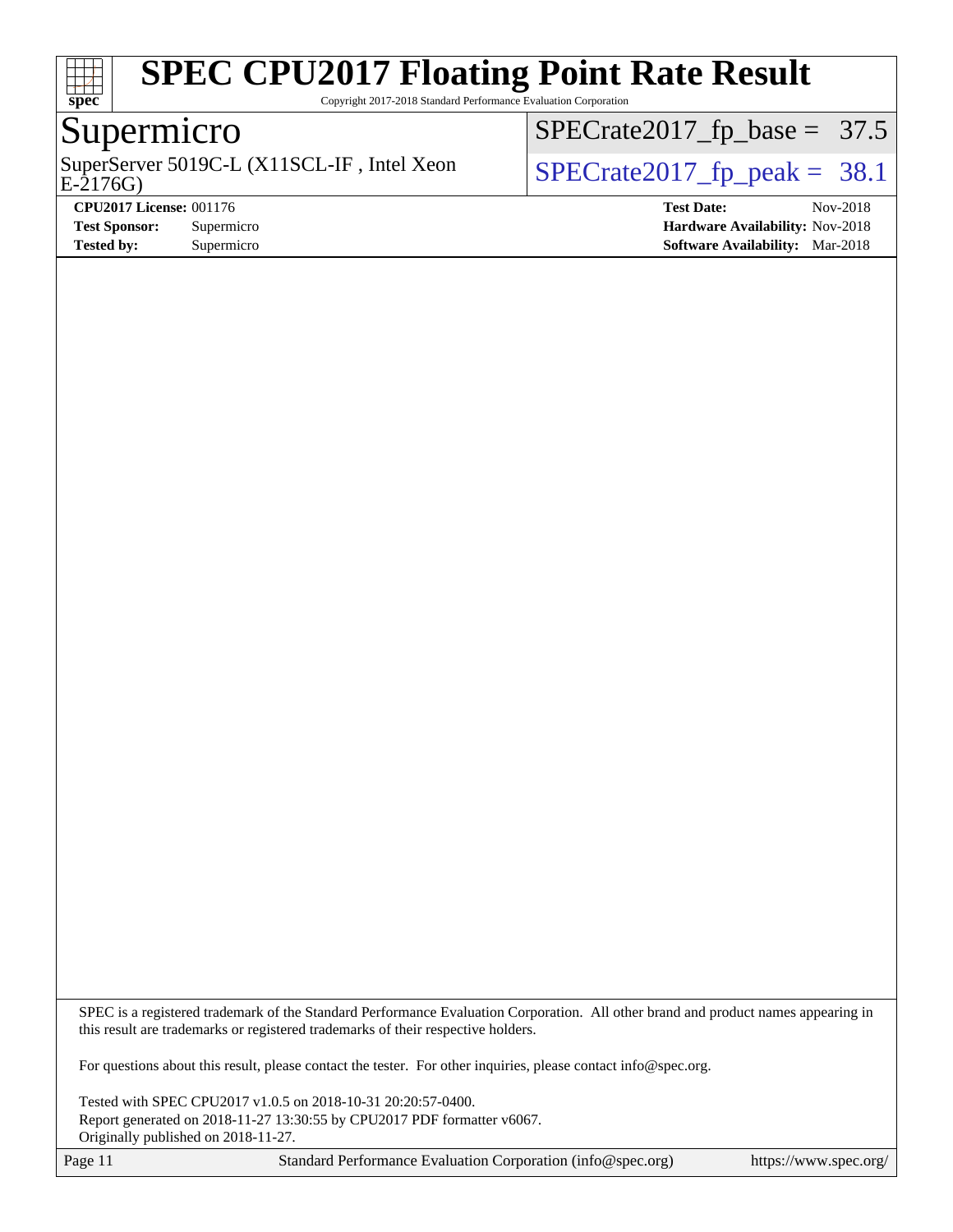SPEC is a registered trademark of the Standard Performance Evaluation Corporation. All other brand and product names appearing in this result are trademarks or registered trademarks of their respective holders.

For questions about this result, please contact the tester. For other inquiries, please contact info@spec.org.

Tested with SPEC CPU2017 v1.0.5 on 2018-10-31 20:20:57-0400.
Report generated on 2018-11-27 13:30:55 by CPU2017 PDF formatter v6067.
Originally published on 2018-11-27.